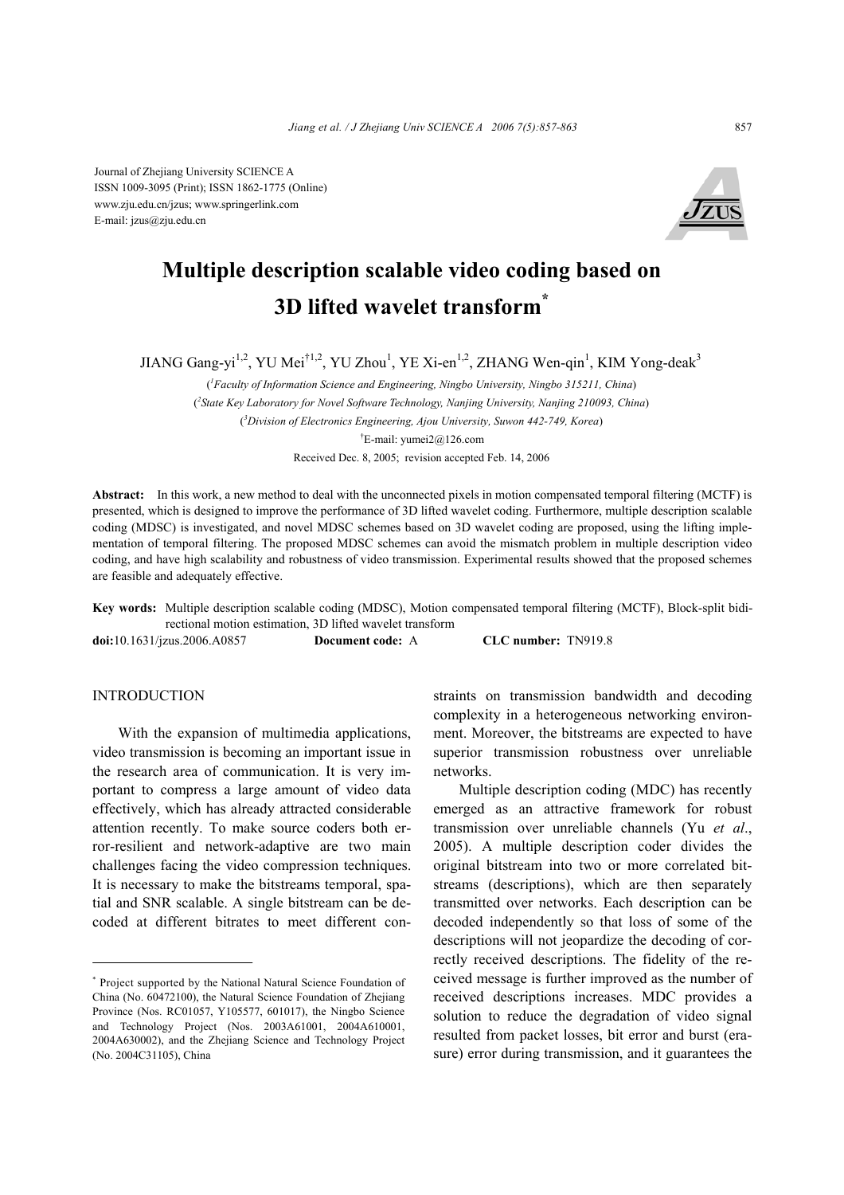Journal of Zhejiang University SCIENCE A
ISSN 1009-3095 (Print); ISSN 1862-1775 (Online)
www.zju.edu.cn/jzus; www.springerlink.com
E-mail: jzus@zju.edu.cn

# Multiple description scalable video coding based on 3D lifted wavelet transform*

JIANG Gang-yi[1,2], YU Mei[†1,2], YU Zhou[1], YE Xi-en[1,2], ZHANG Wen-qin[1], KIM Yong-deak[3]

([1]Faculty of Information Science and Engineering, Ningbo University, Ningbo 315211, China)

([2]State Key Laboratory for Novel Software Technology, Nanjing University, Nanjing 210093, China)

([3]Division of Electronics Engineering, Ajou University, Suwon 442-749, Korea)

[†]E-mail: yumei2@126.com

Received Dec. 8, 2005; revision accepted Feb. 14, 2006

**Abstract:** In this work, a new method to deal with the unconnected pixels in motion compensated temporal filtering (MCTF) is presented, which is designed to improve the performance of 3D lifted wavelet coding. Furthermore, multiple description scalable coding (MDSC) is investigated, and novel MDSC schemes based on 3D wavelet coding are proposed, using the lifting implementation of temporal filtering. The proposed MDSC schemes can avoid the mismatch problem in multiple description video coding, and have high scalability and robustness of video transmission. Experimental results showed that the proposed schemes are feasible and adequately effective.

**Key words:** Multiple description scalable coding (MDSC), Motion compensated temporal filtering (MCTF), Block-split bidirectional motion estimation, 3D lifted wavelet transform

**doi:**10.1631/jzus.2006.A0857 **Document code:** A **CLC number:** TN919.8

## INTRODUCTION

With the expansion of multimedia applications, video transmission is becoming an important issue in the research area of communication. It is very important to compress a large amount of video data effectively, which has already attracted considerable attention recently. To make source coders both error-resilient and network-adaptive are two main challenges facing the video compression techniques. It is necessary to make the bitstreams temporal, spatial and SNR scalable. A single bitstream can be decoded at different bitrates to meet different constraints on transmission bandwidth and decoding complexity in a heterogeneous networking environment. Moreover, the bitstreams are expected to have superior transmission robustness over unreliable networks.

Multiple description coding (MDC) has recently emerged as an attractive framework for robust transmission over unreliable channels (Yu *et al*., 2005). A multiple description coder divides the original bitstream into two or more correlated bitstreams (descriptions), which are then separately transmitted over networks. Each description can be decoded independently so that loss of some of the descriptions will not jeopardize the decoding of correctly received descriptions. The fidelity of the received message is further improved as the number of received descriptions increases. MDC provides a solution to reduce the degradation of video signal resulted from packet losses, bit error and burst (erasure) error during transmission, and it guarantees the

---

* Project supported by the National Natural Science Foundation of China (No. 60472100), the Natural Science Foundation of Zhejiang Province (Nos. RC01057, Y105577, 601017), the Ningbo Science and Technology Project (Nos. 2003A61001, 2004A610001, 2004A630002), and the Zhejiang Science and Technology Project (No. 2004C31105), China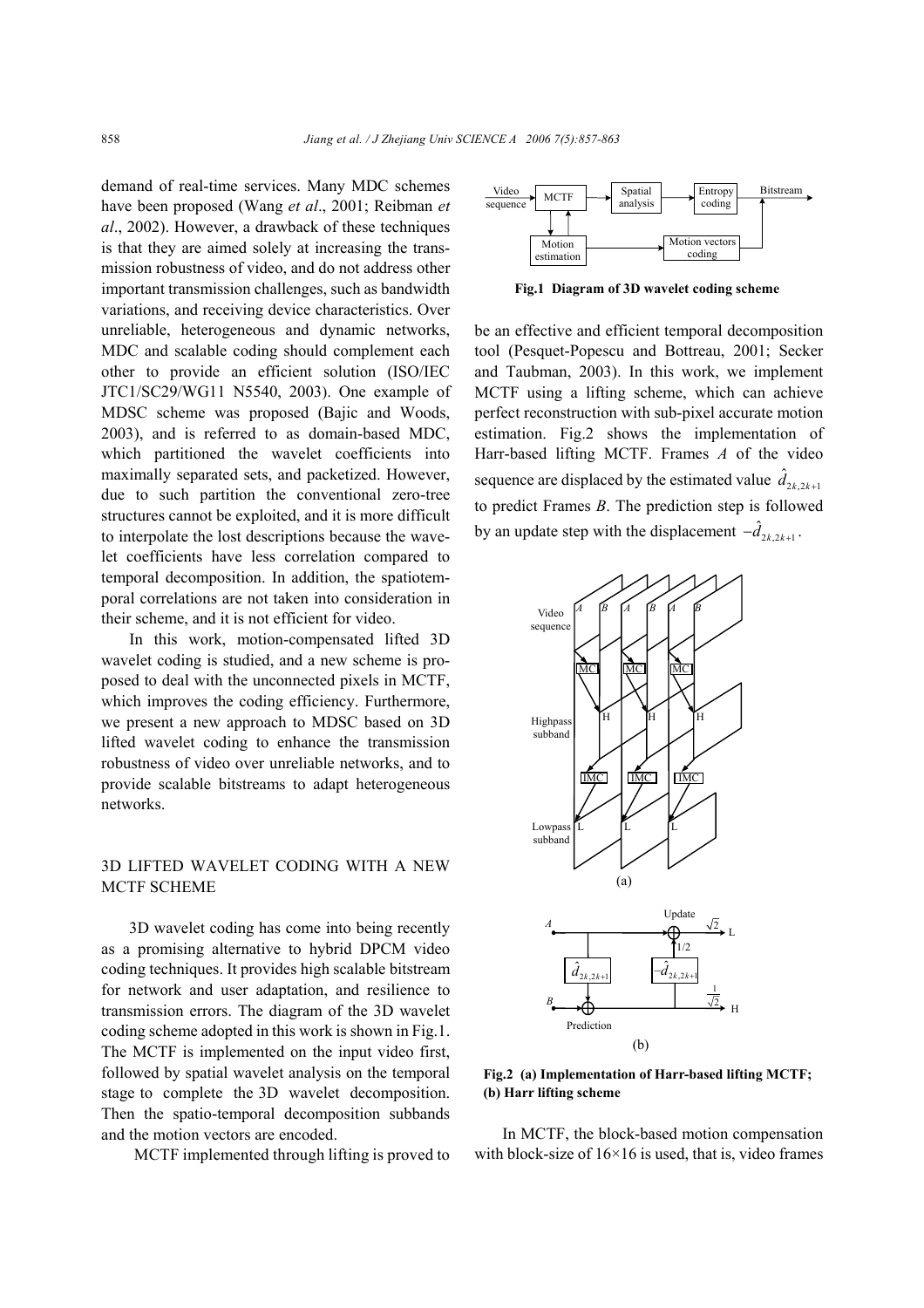demand of real-time services. Many MDC schemes have been proposed (Wang *et al*., 2001; Reibman *et al*., 2002). However, a drawback of these techniques is that they are aimed solely at increasing the transmission robustness of video, and do not address other important transmission challenges, such as bandwidth variations, and receiving device characteristics. Over unreliable, heterogeneous and dynamic networks, MDC and scalable coding should complement each other to provide an efficient solution (ISO/IEC JTC1/SC29/WG11 N5540, 2003). One example of MDSC scheme was proposed (Bajic and Woods, 2003), and is referred to as domain-based MDC, which partitioned the wavelet coefficients into maximally separated sets, and packetized. However, due to such partition the conventional zero-tree structures cannot be exploited, and it is more difficult to interpolate the lost descriptions because the wavelet coefficients have less correlation compared to temporal decomposition. In addition, the spatiotemporal correlations are not taken into consideration in their scheme, and it is not efficient for video.

In this work, motion-compensated lifted 3D wavelet coding is studied, and a new scheme is proposed to deal with the unconnected pixels in MCTF, which improves the coding efficiency. Furthermore, we present a new approach to MDSC based on 3D lifted wavelet coding to enhance the transmission robustness of video over unreliable networks, and to provide scalable bitstreams to adapt heterogeneous networks.

## 3D LIFTED WAVELET CODING WITH A NEW MCTF SCHEME

3D wavelet coding has come into being recently as a promising alternative to hybrid DPCM video coding techniques. It provides high scalable bitstream for network and user adaptation, and resilience to transmission errors. The diagram of the 3D wavelet coding scheme adopted in this work is shown in Fig.1. The MCTF is implemented on the input video first, followed by spatial wavelet analysis on the temporal stage to complete the 3D wavelet decomposition. Then the spatio-temporal decomposition subbands and the motion vectors are encoded.

MCTF implemented through lifting is proved to be an effective and efficient temporal decomposition tool (Pesquet-Popescu and Bottreau, 2001; Secker and Taubman, 2003). In this work, we implement MCTF using a lifting scheme, which can achieve perfect reconstruction with sub-pixel accurate motion estimation. Fig.2 shows the implementation of Harr-based lifting MCTF. Frames *A* of the video sequence are displaced by the estimated value $\hat{d}_{2k,2k+1}$ to predict Frames *B*. The prediction step is followed by an update step with the displacement $-\hat{d}_{2k,2k+1}$.

**Fig.1 Diagram of 3D wavelet coding scheme**

**Fig.2 (a) Implementation of Harr-based lifting MCTF; (b) Harr lifting scheme**

In MCTF, the block-based motion compensation with block-size of 16×16 is used, that is, video frames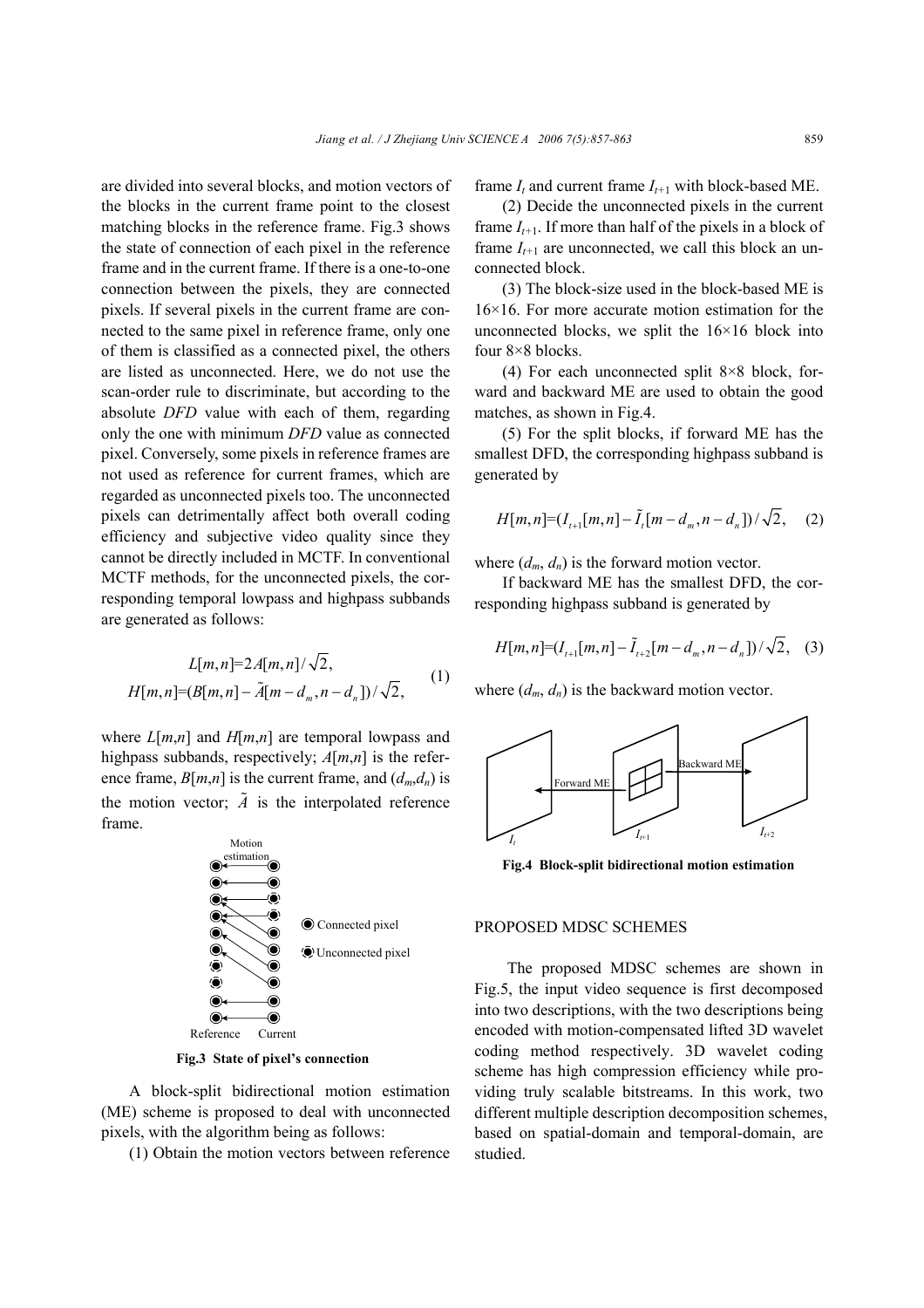are divided into several blocks, and motion vectors of the blocks in the current frame point to the closest matching blocks in the reference frame. Fig.3 shows the state of connection of each pixel in the reference frame and in the current frame. If there is a one-to-one connection between the pixels, they are connected pixels. If several pixels in the current frame are connected to the same pixel in reference frame, only one of them is classified as a connected pixel, the others are listed as unconnected. Here, we do not use the scan-order rule to discriminate, but according to the absolute *DFD* value with each of them, regarding only the one with minimum *DFD* value as connected pixel. Conversely, some pixels in reference frames are not used as reference for current frames, which are regarded as unconnected pixels too. The unconnected pixels can detrimentally affect both overall coding efficiency and subjective video quality since they cannot be directly included in MCTF. In conventional MCTF methods, for the unconnected pixels, the corresponding temporal lowpass and highpass subbands are generated as follows:

$$L[m,n]=2A[m,n]/\sqrt{2},$$
$$H[m,n]=(B[m,n]-\tilde{A}[m-d_m,n-d_n])/\sqrt{2}, \quad (1)$$

where $L[m,n]$ and $H[m,n]$ are temporal lowpass and highpass subbands, respectively; $A[m,n]$ is the reference frame, $B[m,n]$ is the current frame, and $(d_m,d_n)$ is the motion vector; $\tilde{A}$ is the interpolated reference frame.

**Fig.3 State of pixel's connection**

A block-split bidirectional motion estimation (ME) scheme is proposed to deal with unconnected pixels, with the algorithm being as follows:

(1) Obtain the motion vectors between reference frame $I_t$ and current frame $I_{t+1}$ with block-based ME.

(2) Decide the unconnected pixels in the current frame $I_{t+1}$. If more than half of the pixels in a block of frame $I_{t+1}$ are unconnected, we call this block an unconnected block.

(3) The block-size used in the block-based ME is 16×16. For more accurate motion estimation for the unconnected blocks, we split the 16×16 block into four 8×8 blocks.

(4) For each unconnected split 8×8 block, forward and backward ME are used to obtain the good matches, as shown in Fig.4.

(5) For the split blocks, if forward ME has the smallest DFD, the corresponding highpass subband is generated by

$$H[m,n]=(I_{t+1}[m,n]-\tilde{I}_t[m-d_m,n-d_n])/\sqrt{2}, \quad (2)$$

where $(d_m, d_n)$ is the forward motion vector.

If backward ME has the smallest DFD, the corresponding highpass subband is generated by

$$H[m,n]=(I_{t+1}[m,n]-\tilde{I}_{t+2}[m-d_m,n-d_n])/\sqrt{2}, \quad (3)$$

where $(d_m, d_n)$ is the backward motion vector.

**Fig.4 Block-split bidirectional motion estimation**

## PROPOSED MDSC SCHEMES

The proposed MDSC schemes are shown in Fig.5, the input video sequence is first decomposed into two descriptions, with the two descriptions being encoded with motion-compensated lifted 3D wavelet coding method respectively. 3D wavelet coding scheme has high compression efficiency while providing truly scalable bitstreams. In this work, two different multiple description decomposition schemes, based on spatial-domain and temporal-domain, are studied.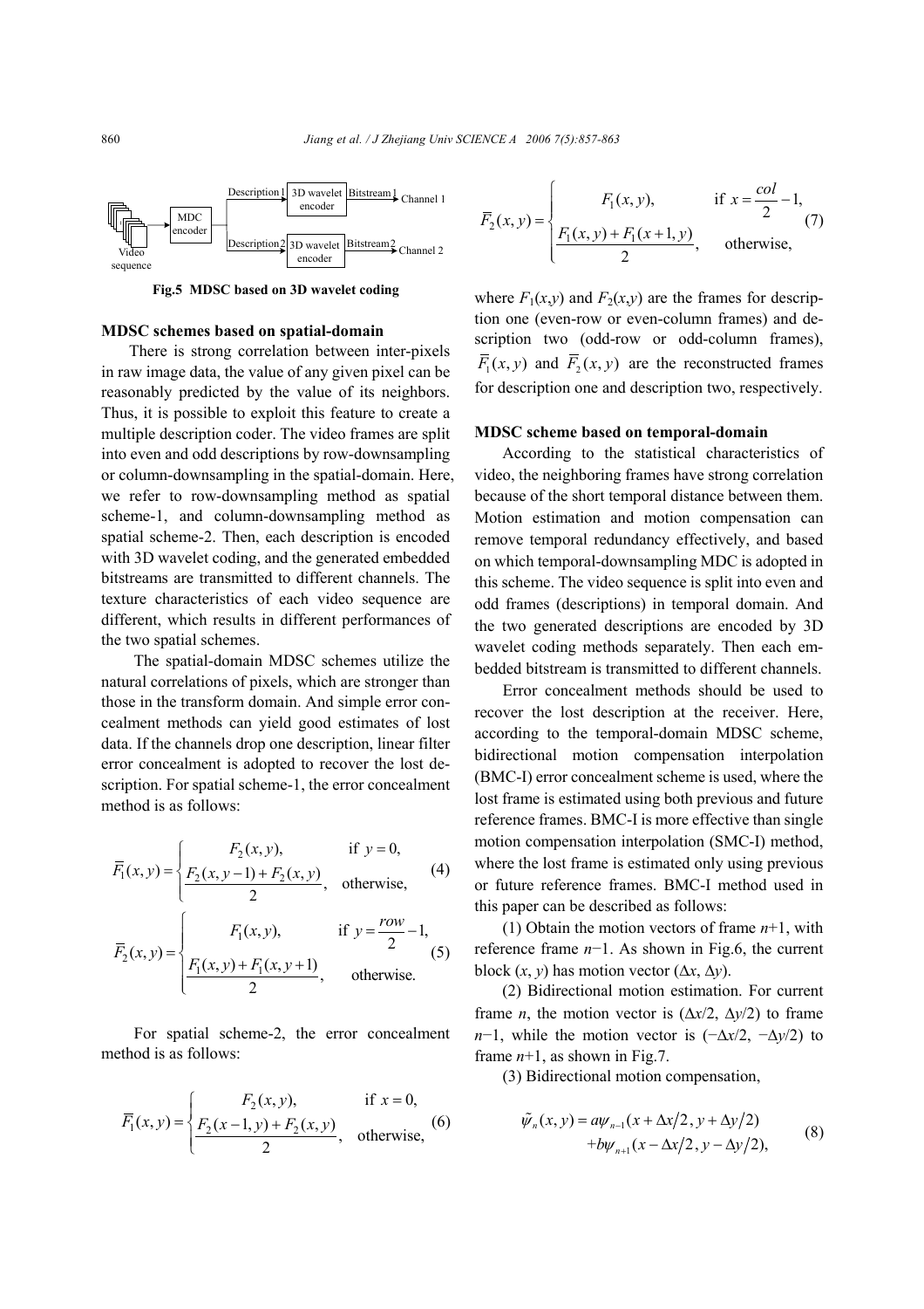Fig.5 MDSC based on 3D wavelet coding

**MDSC schemes based on spatial-domain**

There is strong correlation between inter-pixels in raw image data, the value of any given pixel can be reasonably predicted by the value of its neighbors. Thus, it is possible to exploit this feature to create a multiple description coder. The video frames are split into even and odd descriptions by row-downsampling or column-downsampling in the spatial-domain. Here, we refer to row-downsampling method as spatial scheme-1, and column-downsampling method as spatial scheme-2. Then, each description is encoded with 3D wavelet coding, and the generated embedded bitstreams are transmitted to different channels. The texture characteristics of each video sequence are different, which results in different performances of the two spatial schemes.

The spatial-domain MDSC schemes utilize the natural correlations of pixels, which are stronger than those in the transform domain. And simple error concealment methods can yield good estimates of lost data. If the channels drop one description, linear filter error concealment is adopted to recover the lost description. For spatial scheme-1, the error concealment method is as follows:

$$\overline{F}_1(x,y)=\begin{cases} F_2(x,y), & \text{if } y=0, \\ \dfrac{F_2(x,y-1)+F_2(x,y)}{2}, & \text{otherwise,} \end{cases} \tag{4}$$

$$\overline{F}_2(x,y)=\begin{cases} F_1(x,y), & \text{if } y=\dfrac{row}{2}-1, \\ \dfrac{F_1(x,y)+F_1(x,y+1)}{2}, & \text{otherwise.} \end{cases} \tag{5}$$

For spatial scheme-2, the error concealment method is as follows:

$$\overline{F}_1(x,y)=\begin{cases} F_2(x,y), & \text{if } x=0, \\ \dfrac{F_2(x-1,y)+F_2(x,y)}{2}, & \text{otherwise,} \end{cases} \tag{6}$$

$$\overline{F}_2(x,y)=\begin{cases} F_1(x,y), & \text{if } x=\dfrac{col}{2}-1, \\ \dfrac{F_1(x,y)+F_1(x+1,y)}{2}, & \text{otherwise,} \end{cases} \tag{7}$$

where $F_1(x,y)$ and $F_2(x,y)$ are the frames for description one (even-row or even-column frames) and description two (odd-row or odd-column frames), $\overline{F}_1(x,y)$ and $\overline{F}_2(x,y)$ are the reconstructed frames for description one and description two, respectively.

**MDSC scheme based on temporal-domain**

According to the statistical characteristics of video, the neighboring frames have strong correlation because of the short temporal distance between them. Motion estimation and motion compensation can remove temporal redundancy effectively, and based on which temporal-downsampling MDC is adopted in this scheme. The video sequence is split into even and odd frames (descriptions) in temporal domain. And the two generated descriptions are encoded by 3D wavelet coding methods separately. Then each embedded bitstream is transmitted to different channels.

Error concealment methods should be used to recover the lost description at the receiver. Here, according to the temporal-domain MDSC scheme, bidirectional motion compensation interpolation (BMC-I) error concealment scheme is used, where the lost frame is estimated using both previous and future reference frames. BMC-I is more effective than single motion compensation interpolation (SMC-I) method, where the lost frame is estimated only using previous or future reference frames. BMC-I method used in this paper can be described as follows:

(1) Obtain the motion vectors of frame $n$+1, with reference frame $n$−1. As shown in Fig.6, the current block ($x$, $y$) has motion vector ($\Delta x$, $\Delta y$).

(2) Bidirectional motion estimation. For current frame $n$, the motion vector is ($\Delta x/2$, $\Delta y/2$) to frame $n$−1, while the motion vector is ($-\Delta x/2$, $-\Delta y/2$) to frame $n$+1, as shown in Fig.7.

(3) Bidirectional motion compensation,

$$\begin{aligned}\tilde{\psi}_n(x,y)&=a\psi_{n-1}(x+\Delta x/2,\, y+\Delta y/2)\\ &\quad+b\psi_{n+1}(x-\Delta x/2,\, y-\Delta y/2),\end{aligned} \tag{8}$$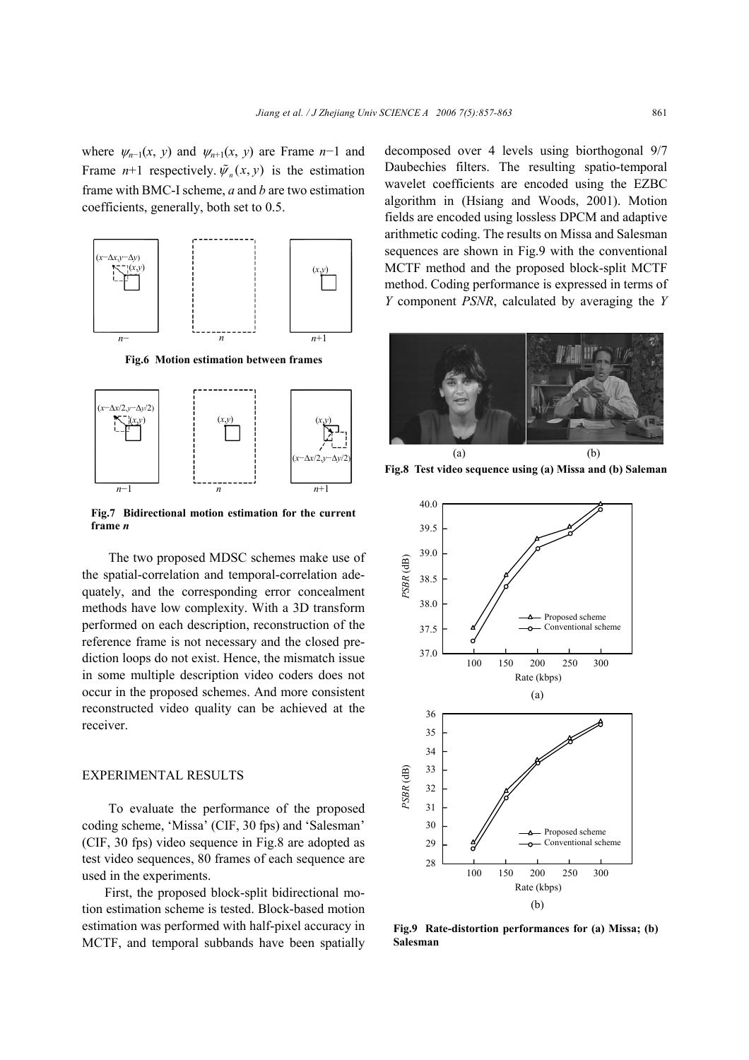where $\psi_{n-1}(x, y)$ and $\psi_{n+1}(x, y)$ are Frame $n-1$ and Frame $n+1$ respectively. $\tilde{\psi}_n(x, y)$ is the estimation frame with BMC-I scheme, $a$ and $b$ are two estimation coefficients, generally, both set to 0.5.

**Fig.6 Motion estimation between frames**

**Fig.7 Bidirectional motion estimation for the current frame *n***

The two proposed MDSC schemes make use of the spatial-correlation and temporal-correlation adequately, and the corresponding error concealment methods have low complexity. With a 3D transform performed on each description, reconstruction of the reference frame is not necessary and the closed prediction loops do not exist. Hence, the mismatch issue in some multiple description video coders does not occur in the proposed schemes. And more consistent reconstructed video quality can be achieved at the receiver.

## EXPERIMENTAL RESULTS

To evaluate the performance of the proposed coding scheme, 'Missa' (CIF, 30 fps) and 'Salesman' (CIF, 30 fps) video sequence in Fig.8 are adopted as test video sequences, 80 frames of each sequence are used in the experiments.

First, the proposed block-split bidirectional motion estimation scheme is tested. Block-based motion estimation was performed with half-pixel accuracy in MCTF, and temporal subbands have been spatially decomposed over 4 levels using biorthogonal 9/7 Daubechies filters. The resulting spatio-temporal wavelet coefficients are encoded using the EZBC algorithm in (Hsiang and Woods, 2001). Motion fields are encoded using lossless DPCM and adaptive arithmetic coding. The results on Missa and Salesman sequences are shown in Fig.9 with the conventional MCTF method and the proposed block-split MCTF method. Coding performance is expressed in terms of $Y$ component $PSNR$, calculated by averaging the $Y$

**Fig.8 Test video sequence using (a) Missa and (b) Saleman**

**Fig.9 Rate-distortion performances for (a) Missa; (b) Salesman**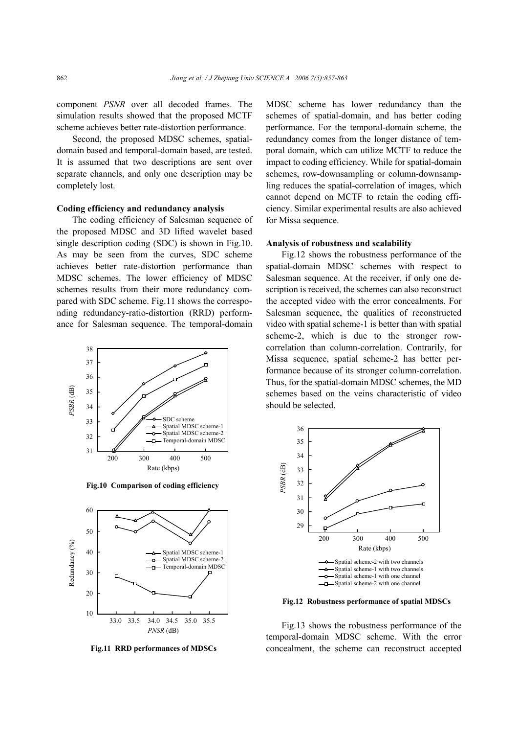component *PSNR* over all decoded frames. The simulation results showed that the proposed MCTF scheme achieves better rate-distortion performance.

Second, the proposed MDSC schemes, spatial-domain based and temporal-domain based, are tested. It is assumed that two descriptions are sent over separate channels, and only one description may be completely lost.

**Coding efficiency and redundancy analysis**

The coding efficiency of Salesman sequence of the proposed MDSC and 3D lifted wavelet based single description coding (SDC) is shown in Fig.10. As may be seen from the curves, SDC scheme achieves better rate-distortion performance than MDSC schemes. The lower efficiency of MDSC schemes results from their more redundancy compared with SDC scheme. Fig.11 shows the corresponding redundancy-ratio-distortion (RRD) performance for Salesman sequence. The temporal-domain MDSC scheme has lower redundancy than the schemes of spatial-domain, and has better coding performance. For the temporal-domain scheme, the redundancy comes from the longer distance of temporal domain, which can utilize MCTF to reduce the impact to coding efficiency. While for spatial-domain schemes, row-downsampling or column-downsampling reduces the spatial-correlation of images, which cannot depend on MCTF to retain the coding efficiency. Similar experimental results are also achieved for Missa sequence.

**Fig.10 Comparison of coding efficiency**

**Fig.11 RRD performances of MDSCs**

**Analysis of robustness and scalability**

Fig.12 shows the robustness performance of the spatial-domain MDSC schemes with respect to Salesman sequence. At the receiver, if only one description is received, the schemes can also reconstruct the accepted video with the error concealments. For Salesman sequence, the qualities of reconstructed video with spatial scheme-1 is better than with spatial scheme-2, which is due to the stronger row-correlation than column-correlation. Contrarily, for Missa sequence, spatial scheme-2 has better performance because of its stronger column-correlation. Thus, for the spatial-domain MDSC schemes, the MD schemes based on the veins characteristic of video should be selected.

**Fig.12 Robustness performance of spatial MDSCs**

Fig.13 shows the robustness performance of the temporal-domain MDSC scheme. With the error concealment, the scheme can reconstruct accepted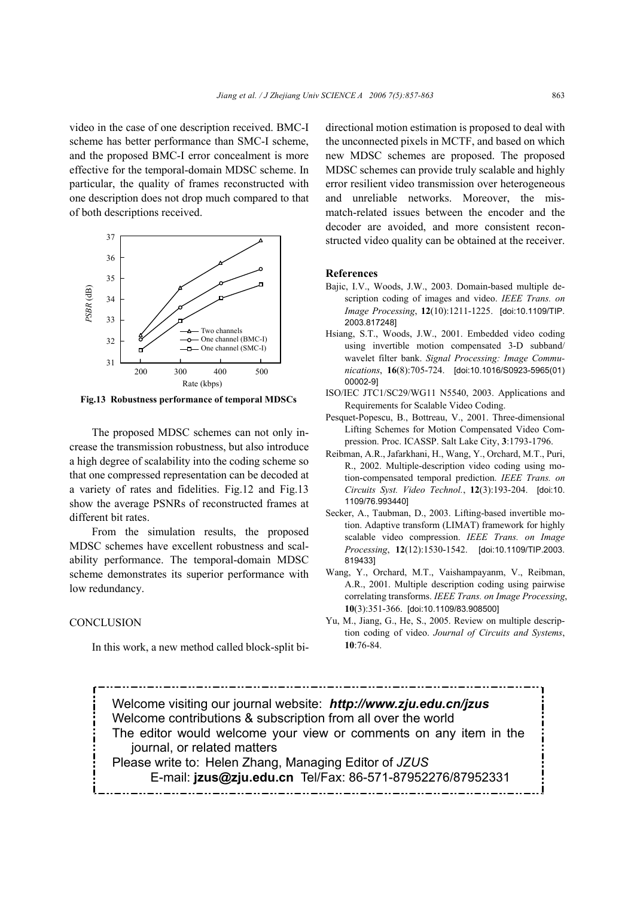video in the case of one description received. BMC-I scheme has better performance than SMC-I scheme, and the proposed BMC-I error concealment is more effective for the temporal-domain MDSC scheme. In particular, the quality of frames reconstructed with one description does not drop much compared to that of both descriptions received.

37
36
35
34
33
32
31
*PSBR* (dB)
200 300 400 500
Rate (kbps)
Two channels
One channel (BMC-I)
One channel (SMC-I)

**Fig.13 Robustness performance of temporal MDSCs**

The proposed MDSC schemes can not only increase the transmission robustness, but also introduce a high degree of scalability into the coding scheme so that one compressed representation can be decoded at a variety of rates and fidelities. Fig.12 and Fig.13 show the average PSNRs of reconstructed frames at different bit rates.

From the simulation results, the proposed MDSC schemes have excellent robustness and scalability performance. The temporal-domain MDSC scheme demonstrates its superior performance with low redundancy.

## CONCLUSION

In this work, a new method called block-split bi-directional motion estimation is proposed to deal with the unconnected pixels in MCTF, and based on which new MDSC schemes are proposed. The proposed MDSC schemes can provide truly scalable and highly error resilient video transmission over heterogeneous and unreliable networks. Moreover, the mismatch-related issues between the encoder and the decoder are avoided, and more consistent reconstructed video quality can be obtained at the receiver.

## References

Bajic, I.V., Woods, J.W., 2003. Domain-based multiple description coding of images and video. *IEEE Trans. on Image Processing*, **12**(10):1211-1225. [doi:10.1109/TIP.2003.817248]

Hsiang, S.T., Woods, J.W., 2001. Embedded video coding using invertible motion compensated 3-D subband/wavelet filter bank. *Signal Processing: Image Communications*, **16**(8):705-724. [doi:10.1016/S0923-5965(01)00002-9]

ISO/IEC JTC1/SC29/WG11 N5540, 2003. Applications and Requirements for Scalable Video Coding.

Pesquet-Popescu, B., Bottreau, V., 2001. Three-dimensional Lifting Schemes for Motion Compensated Video Compression. Proc. ICASSP. Salt Lake City, **3**:1793-1796.

Reibman, A.R., Jafarkhani, H., Wang, Y., Orchard, M.T., Puri, R., 2002. Multiple-description video coding using motion-compensated temporal prediction. *IEEE Trans. on Circuits Syst. Video Technol.*, **12**(3):193-204. [doi:10.1109/76.993440]

Secker, A., Taubman, D., 2003. Lifting-based invertible motion. Adaptive transform (LIMAT) framework for highly scalable video compression. *IEEE Trans. on Image Processing*, **12**(12):1530-1542. [doi:10.1109/TIP.2003.819433]

Wang, Y., Orchard, M.T., Vaishampayanm, V., Reibman, A.R., 2001. Multiple description coding using pairwise correlating transforms. *IEEE Trans. on Image Processing*, **10**(3):351-366. [doi:10.1109/83.908500]

Yu, M., Jiang, G., He, S., 2005. Review on multiple description coding of video. *Journal of Circuits and Systems*, **10**:76-84.

Welcome visiting our journal website: ***http://www.zju.edu.cn/jzus***
Welcome contributions & subscription from all over the world
The editor would welcome your view or comments on any item in the journal, or related matters
Please write to: Helen Zhang, Managing Editor of *JZUS*
E-mail: **jzus@zju.edu.cn** Tel/Fax: 86-571-87952276/87952331